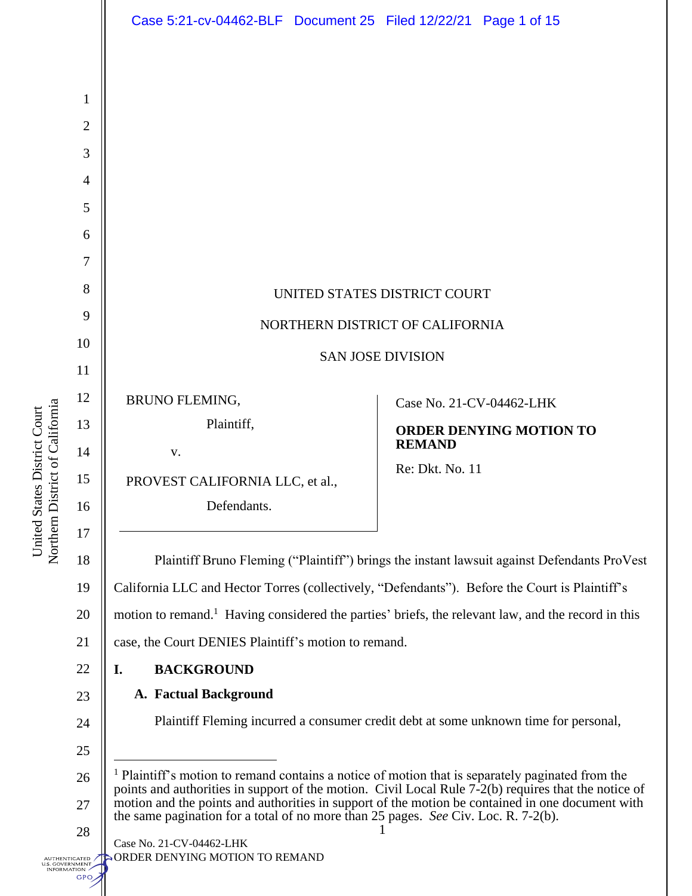UNITED STATES DISTRICT COURT

NORTHERN DISTRICT OF CALIFORNIA

SAN JOSE DIVISION

| | |
|---|---|
| BRUNO FLEMING,<br>Plaintiff,<br>v.<br>PROVEST CALIFORNIA LLC, et al.,<br>Defendants. | Case No. 21-CV-04462-LHK<br>**ORDER DENYING MOTION TO REMAND**<br>Re: Dkt. No. 11 |

Plaintiff Bruno Fleming ("Plaintiff") brings the instant lawsuit against Defendants ProVest California LLC and Hector Torres (collectively, "Defendants"). Before the Court is Plaintiff's motion to remand.[1] Having considered the parties' briefs, the relevant law, and the record in this case, the Court DENIES Plaintiff's motion to remand.

## I. BACKGROUND

### A. Factual Background

Plaintiff Fleming incurred a consumer credit debt at some unknown time for personal,

[1] Plaintiff's motion to remand contains a notice of motion that is separately paginated from the points and authorities in support of the motion. Civil Local Rule 7-2(b) requires that the notice of motion and the points and authorities in support of the motion be contained in one document with the same pagination for a total of no more than 25 pages. *See* Civ. Loc. R. 7-2(b).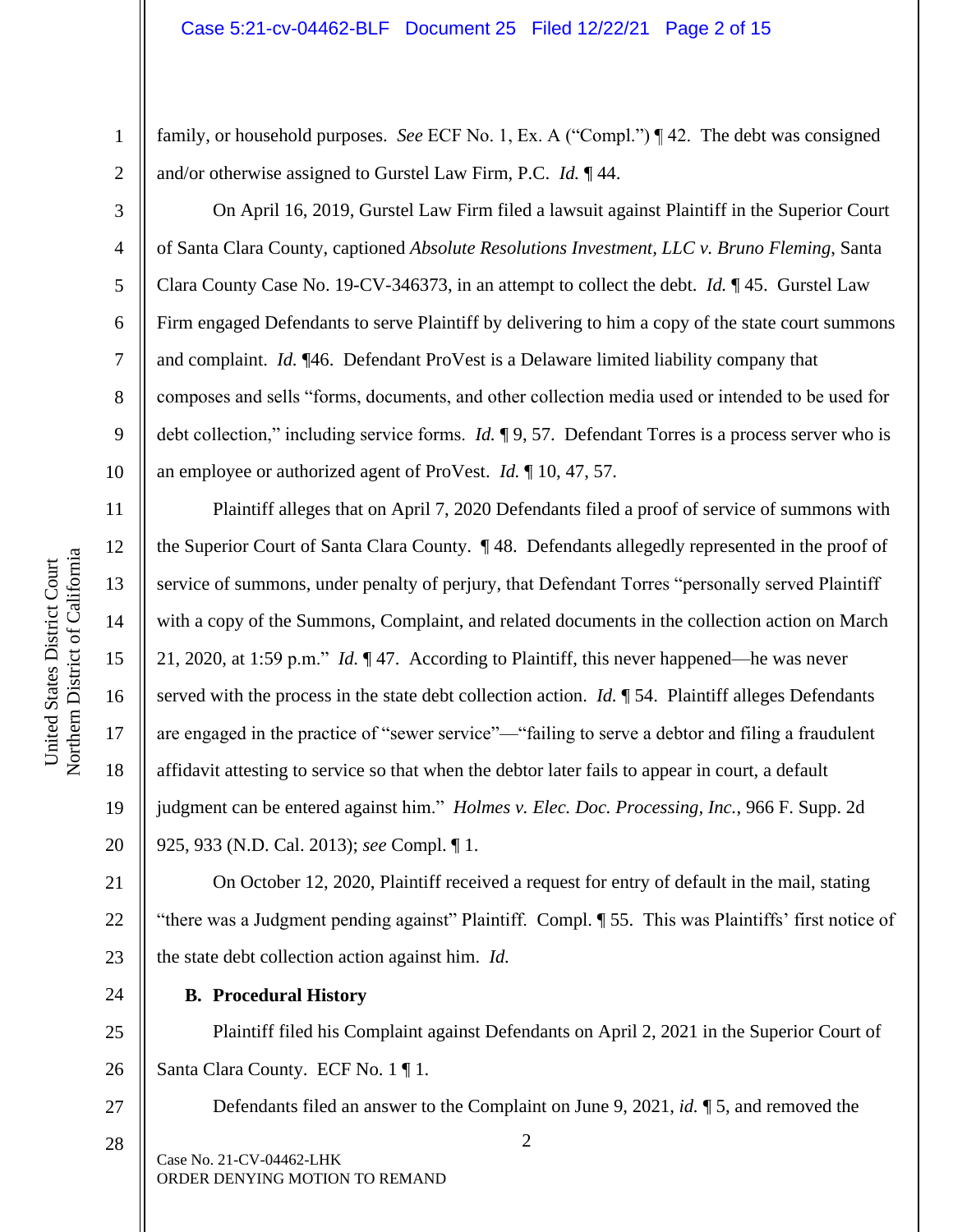family, or household purposes. *See* ECF No. 1, Ex. A ("Compl.") ¶ 42. The debt was consigned and/or otherwise assigned to Gurstel Law Firm, P.C. *Id.* ¶ 44.

On April 16, 2019, Gurstel Law Firm filed a lawsuit against Plaintiff in the Superior Court of Santa Clara County, captioned *Absolute Resolutions Investment, LLC v. Bruno Fleming*, Santa Clara County Case No. 19-CV-346373, in an attempt to collect the debt. *Id.* ¶ 45. Gurstel Law Firm engaged Defendants to serve Plaintiff by delivering to him a copy of the state court summons and complaint. *Id.* ¶46. Defendant ProVest is a Delaware limited liability company that composes and sells "forms, documents, and other collection media used or intended to be used for debt collection," including service forms. *Id.* ¶ 9, 57. Defendant Torres is a process server who is an employee or authorized agent of ProVest. *Id.* ¶ 10, 47, 57.

Plaintiff alleges that on April 7, 2020 Defendants filed a proof of service of summons with the Superior Court of Santa Clara County. ¶ 48. Defendants allegedly represented in the proof of service of summons, under penalty of perjury, that Defendant Torres "personally served Plaintiff with a copy of the Summons, Complaint, and related documents in the collection action on March 21, 2020, at 1:59 p.m." *Id.* ¶ 47. According to Plaintiff, this never happened—he was never served with the process in the state debt collection action. *Id.* ¶ 54. Plaintiff alleges Defendants are engaged in the practice of "sewer service"—"failing to serve a debtor and filing a fraudulent affidavit attesting to service so that when the debtor later fails to appear in court, a default judgment can be entered against him." *Holmes v. Elec. Doc. Processing, Inc.*, 966 F. Supp. 2d 925, 933 (N.D. Cal. 2013); *see* Compl. ¶ 1.

On October 12, 2020, Plaintiff received a request for entry of default in the mail, stating "there was a Judgment pending against" Plaintiff. Compl. ¶ 55. This was Plaintiffs' first notice of the state debt collection action against him. *Id.*

**B. Procedural History**

Plaintiff filed his Complaint against Defendants on April 2, 2021 in the Superior Court of Santa Clara County. ECF No. 1 ¶ 1.

Defendants filed an answer to the Complaint on June 9, 2021, *id.* ¶ 5, and removed the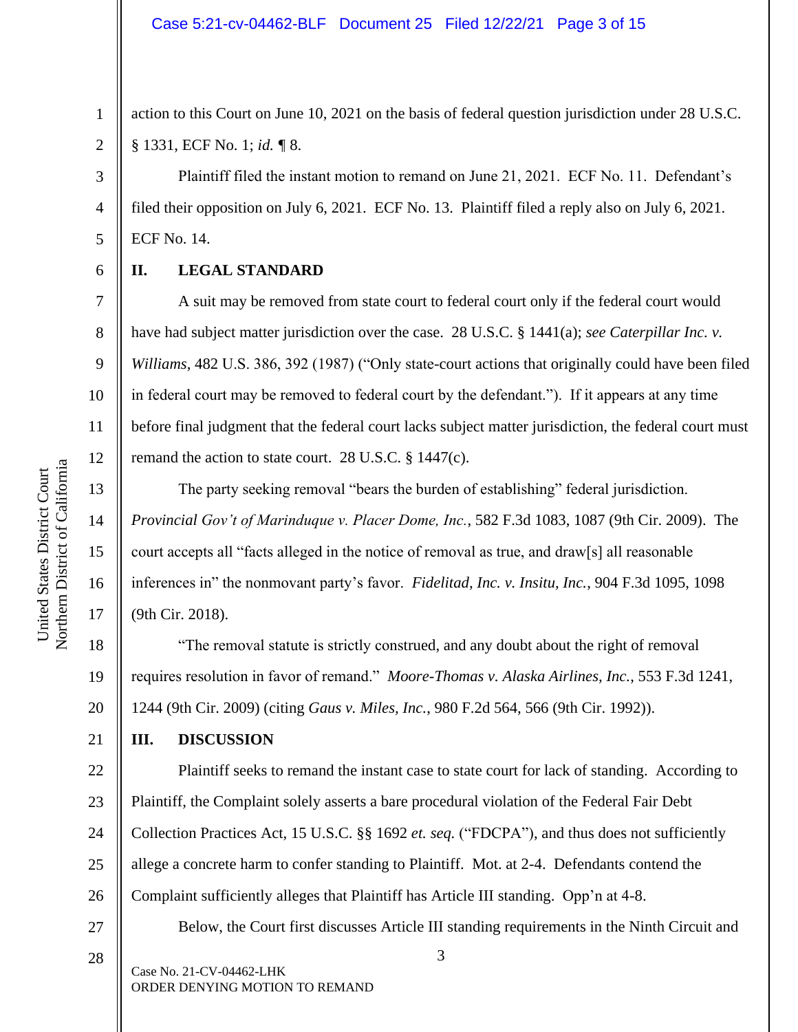action to this Court on June 10, 2021 on the basis of federal question jurisdiction under 28 U.S.C. § 1331, ECF No. 1; *id.* ¶ 8.

Plaintiff filed the instant motion to remand on June 21, 2021. ECF No. 11. Defendant's filed their opposition on July 6, 2021. ECF No. 13. Plaintiff filed a reply also on July 6, 2021. ECF No. 14.

## II. LEGAL STANDARD

A suit may be removed from state court to federal court only if the federal court would have had subject matter jurisdiction over the case. 28 U.S.C. § 1441(a); *see Caterpillar Inc. v. Williams*, 482 U.S. 386, 392 (1987) ("Only state-court actions that originally could have been filed in federal court may be removed to federal court by the defendant."). If it appears at any time before final judgment that the federal court lacks subject matter jurisdiction, the federal court must remand the action to state court. 28 U.S.C. § 1447(c).

The party seeking removal "bears the burden of establishing" federal jurisdiction. *Provincial Gov't of Marinduque v. Placer Dome, Inc.*, 582 F.3d 1083, 1087 (9th Cir. 2009). The court accepts all "facts alleged in the notice of removal as true, and draw[s] all reasonable inferences in" the nonmovant party's favor. *Fidelitad, Inc. v. Insitu, Inc.*, 904 F.3d 1095, 1098 (9th Cir. 2018).

"The removal statute is strictly construed, and any doubt about the right of removal requires resolution in favor of remand." *Moore-Thomas v. Alaska Airlines, Inc.*, 553 F.3d 1241, 1244 (9th Cir. 2009) (citing *Gaus v. Miles, Inc.*, 980 F.2d 564, 566 (9th Cir. 1992)).

## III. DISCUSSION

Plaintiff seeks to remand the instant case to state court for lack of standing. According to Plaintiff, the Complaint solely asserts a bare procedural violation of the Federal Fair Debt Collection Practices Act, 15 U.S.C. §§ 1692 *et. seq.* ("FDCPA"), and thus does not sufficiently allege a concrete harm to confer standing to Plaintiff. Mot. at 2-4. Defendants contend the Complaint sufficiently alleges that Plaintiff has Article III standing. Opp'n at 4-8.

Below, the Court first discusses Article III standing requirements in the Ninth Circuit and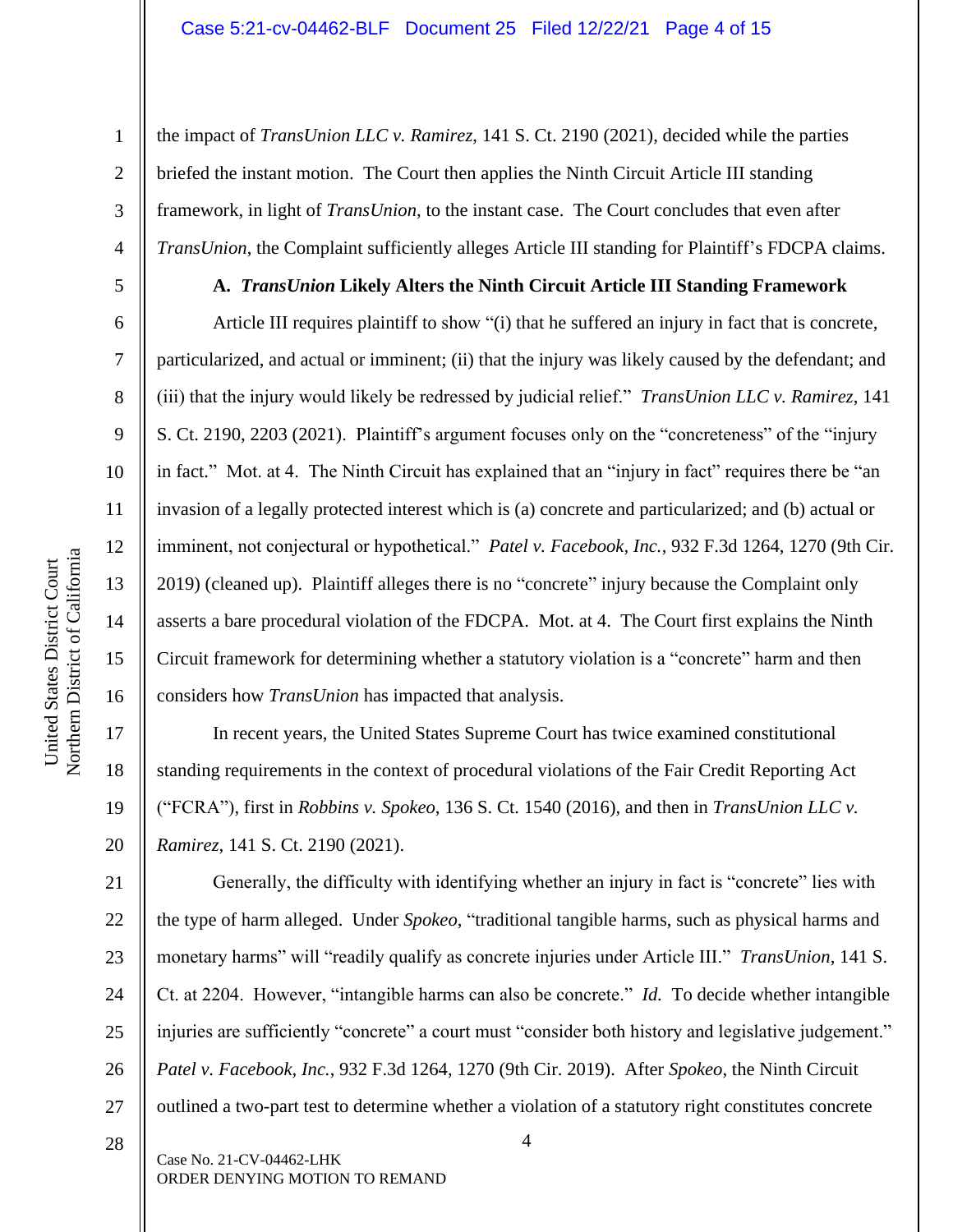the impact of *TransUnion LLC v. Ramirez*, 141 S. Ct. 2190 (2021), decided while the parties briefed the instant motion. The Court then applies the Ninth Circuit Article III standing framework, in light of *TransUnion*, to the instant case. The Court concludes that even after *TransUnion*, the Complaint sufficiently alleges Article III standing for Plaintiff's FDCPA claims.

### A. *TransUnion* Likely Alters the Ninth Circuit Article III Standing Framework

Article III requires plaintiff to show "(i) that he suffered an injury in fact that is concrete, particularized, and actual or imminent; (ii) that the injury was likely caused by the defendant; and (iii) that the injury would likely be redressed by judicial relief." *TransUnion LLC v. Ramirez*, 141 S. Ct. 2190, 2203 (2021). Plaintiff's argument focuses only on the "concreteness" of the "injury in fact." Mot. at 4. The Ninth Circuit has explained that an "injury in fact" requires there be "an invasion of a legally protected interest which is (a) concrete and particularized; and (b) actual or imminent, not conjectural or hypothetical." *Patel v. Facebook, Inc.*, 932 F.3d 1264, 1270 (9th Cir. 2019) (cleaned up). Plaintiff alleges there is no "concrete" injury because the Complaint only asserts a bare procedural violation of the FDCPA. Mot. at 4. The Court first explains the Ninth Circuit framework for determining whether a statutory violation is a "concrete" harm and then considers how *TransUnion* has impacted that analysis.

In recent years, the United States Supreme Court has twice examined constitutional standing requirements in the context of procedural violations of the Fair Credit Reporting Act ("FCRA"), first in *Robbins v. Spokeo*, 136 S. Ct. 1540 (2016), and then in *TransUnion LLC v. Ramirez*, 141 S. Ct. 2190 (2021).

Generally, the difficulty with identifying whether an injury in fact is "concrete" lies with the type of harm alleged. Under *Spokeo*, "traditional tangible harms, such as physical harms and monetary harms" will "readily qualify as concrete injuries under Article III." *TransUnion*, 141 S. Ct. at 2204. However, "intangible harms can also be concrete." *Id.* To decide whether intangible injuries are sufficiently "concrete" a court must "consider both history and legislative judgement." *Patel v. Facebook, Inc.*, 932 F.3d 1264, 1270 (9th Cir. 2019). After *Spokeo*, the Ninth Circuit outlined a two-part test to determine whether a violation of a statutory right constitutes concrete

Case No. 21-CV-04462-LHK
ORDER DENYING MOTION TO REMAND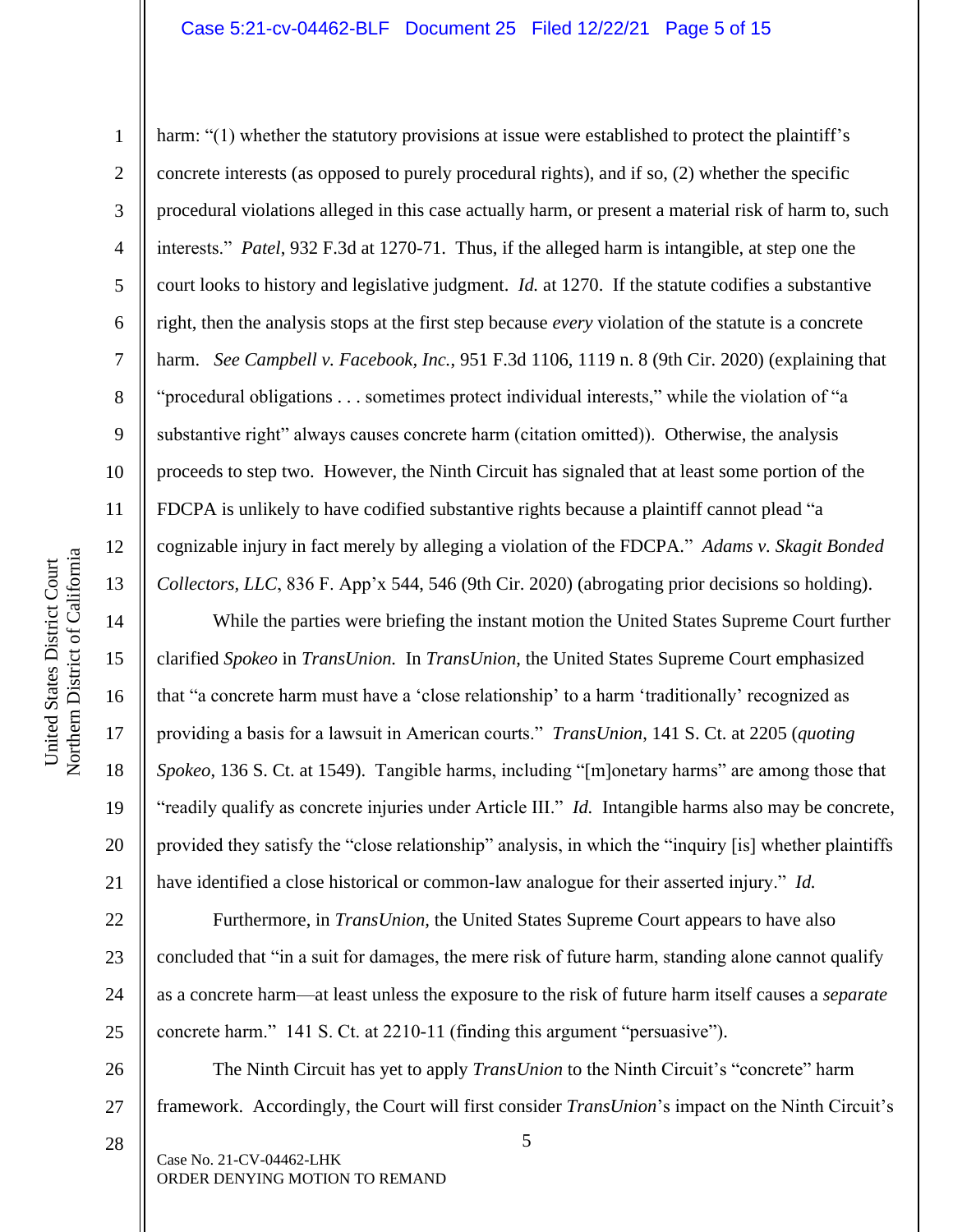harm: "(1) whether the statutory provisions at issue were established to protect the plaintiff's concrete interests (as opposed to purely procedural rights), and if so, (2) whether the specific procedural violations alleged in this case actually harm, or present a material risk of harm to, such interests." *Patel*, 932 F.3d at 1270-71. Thus, if the alleged harm is intangible, at step one the court looks to history and legislative judgment. *Id.* at 1270. If the statute codifies a substantive right, then the analysis stops at the first step because *every* violation of the statute is a concrete harm. *See Campbell v. Facebook, Inc.*, 951 F.3d 1106, 1119 n. 8 (9th Cir. 2020) (explaining that "procedural obligations . . . sometimes protect individual interests," while the violation of "a substantive right" always causes concrete harm (citation omitted)). Otherwise, the analysis proceeds to step two. However, the Ninth Circuit has signaled that at least some portion of the FDCPA is unlikely to have codified substantive rights because a plaintiff cannot plead "a cognizable injury in fact merely by alleging a violation of the FDCPA." *Adams v. Skagit Bonded Collectors, LLC*, 836 F. App'x 544, 546 (9th Cir. 2020) (abrogating prior decisions so holding).

While the parties were briefing the instant motion the United States Supreme Court further clarified *Spokeo* in *TransUnion.* In *TransUnion*, the United States Supreme Court emphasized that "a concrete harm must have a 'close relationship' to a harm 'traditionally' recognized as providing a basis for a lawsuit in American courts." *TransUnion*, 141 S. Ct. at 2205 (*quoting Spokeo*, 136 S. Ct. at 1549). Tangible harms, including "[m]onetary harms" are among those that "readily qualify as concrete injuries under Article III." *Id.* Intangible harms also may be concrete, provided they satisfy the "close relationship" analysis, in which the "inquiry [is] whether plaintiffs have identified a close historical or common-law analogue for their asserted injury." *Id.*

Furthermore, in *TransUnion,* the United States Supreme Court appears to have also concluded that "in a suit for damages, the mere risk of future harm, standing alone cannot qualify as a concrete harm—at least unless the exposure to the risk of future harm itself causes a *separate* concrete harm." 141 S. Ct. at 2210-11 (finding this argument "persuasive").

The Ninth Circuit has yet to apply *TransUnion* to the Ninth Circuit's "concrete" harm framework. Accordingly, the Court will first consider *TransUnion*'s impact on the Ninth Circuit's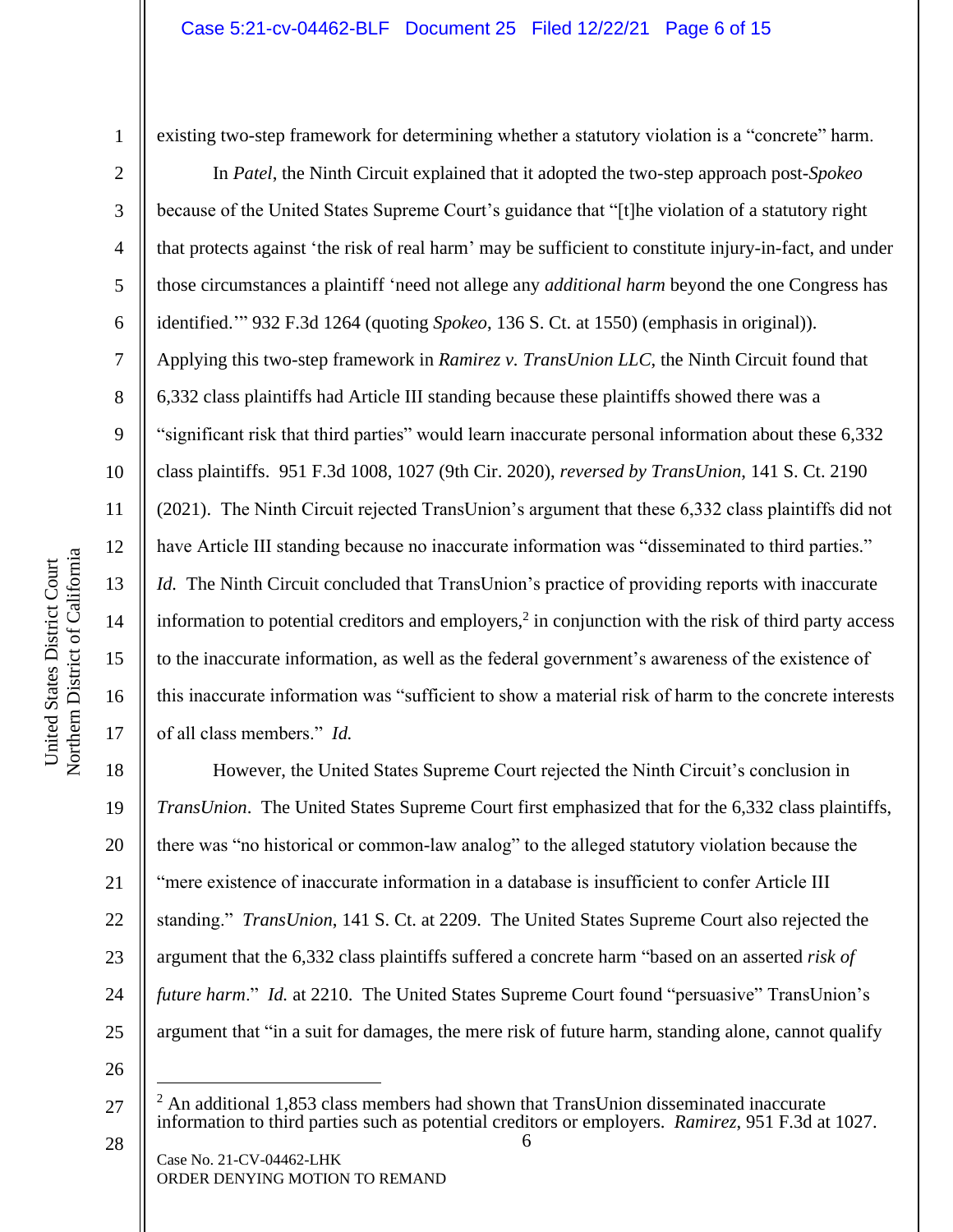existing two-step framework for determining whether a statutory violation is a "concrete" harm.

In *Patel*, the Ninth Circuit explained that it adopted the two-step approach post-*Spokeo* because of the United States Supreme Court's guidance that "[t]he violation of a statutory right that protects against 'the risk of real harm' may be sufficient to constitute injury-in-fact, and under those circumstances a plaintiff 'need not allege any *additional harm* beyond the one Congress has identified.'" 932 F.3d 1264 (quoting *Spokeo*, 136 S. Ct. at 1550) (emphasis in original)). Applying this two-step framework in *Ramirez v. TransUnion LLC*, the Ninth Circuit found that 6,332 class plaintiffs had Article III standing because these plaintiffs showed there was a "significant risk that third parties" would learn inaccurate personal information about these 6,332 class plaintiffs. 951 F.3d 1008, 1027 (9th Cir. 2020), *reversed by TransUnion*, 141 S. Ct. 2190 (2021). The Ninth Circuit rejected TransUnion's argument that these 6,332 class plaintiffs did not have Article III standing because no inaccurate information was "disseminated to third parties." *Id.* The Ninth Circuit concluded that TransUnion's practice of providing reports with inaccurate information to potential creditors and employers,[2] in conjunction with the risk of third party access to the inaccurate information, as well as the federal government's awareness of the existence of this inaccurate information was "sufficient to show a material risk of harm to the concrete interests of all class members." *Id.*

However, the United States Supreme Court rejected the Ninth Circuit's conclusion in *TransUnion*. The United States Supreme Court first emphasized that for the 6,332 class plaintiffs, there was "no historical or common-law analog" to the alleged statutory violation because the "mere existence of inaccurate information in a database is insufficient to confer Article III standing." *TransUnion*, 141 S. Ct. at 2209. The United States Supreme Court also rejected the argument that the 6,332 class plaintiffs suffered a concrete harm "based on an asserted *risk of future harm*." *Id.* at 2210. The United States Supreme Court found "persuasive" TransUnion's argument that "in a suit for damages, the mere risk of future harm, standing alone, cannot qualify

---

[2] An additional 1,853 class members had shown that TransUnion disseminated inaccurate information to third parties such as potential creditors or employers. *Ramirez*, 951 F.3d at 1027.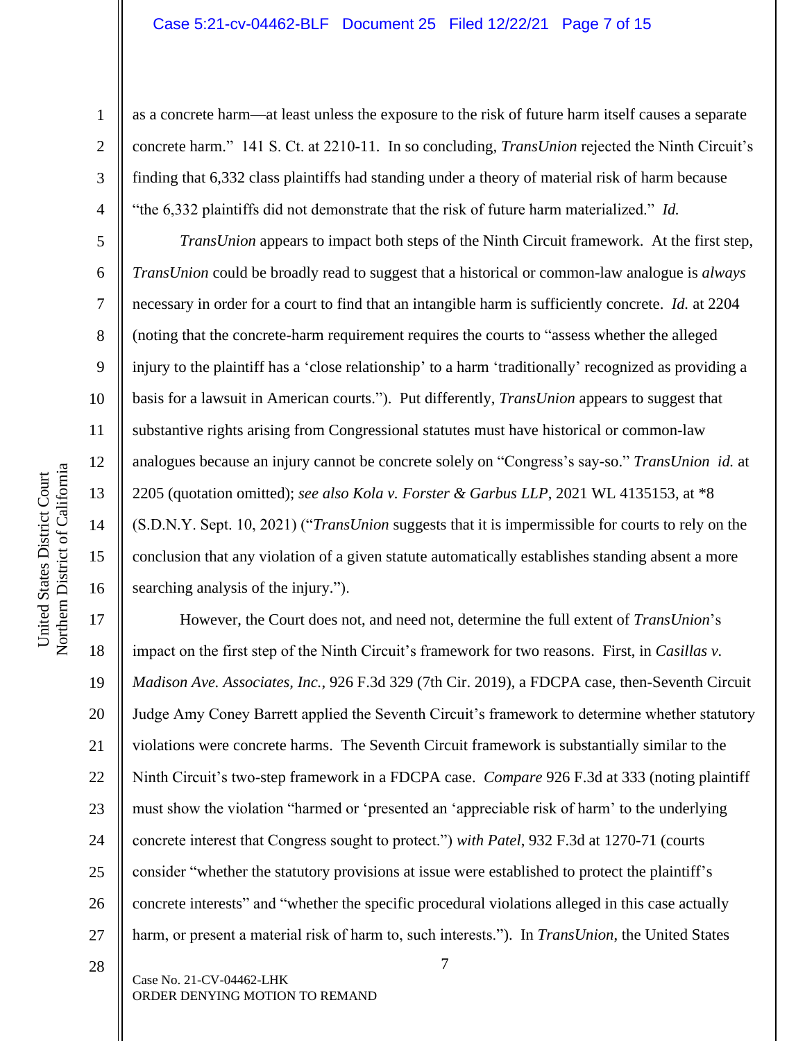as a concrete harm—at least unless the exposure to the risk of future harm itself causes a separate concrete harm." 141 S. Ct. at 2210-11. In so concluding, *TransUnion* rejected the Ninth Circuit's finding that 6,332 class plaintiffs had standing under a theory of material risk of harm because "the 6,332 plaintiffs did not demonstrate that the risk of future harm materialized." *Id.*

*TransUnion* appears to impact both steps of the Ninth Circuit framework. At the first step, *TransUnion* could be broadly read to suggest that a historical or common-law analogue is *always* necessary in order for a court to find that an intangible harm is sufficiently concrete. *Id.* at 2204 (noting that the concrete-harm requirement requires the courts to "assess whether the alleged injury to the plaintiff has a 'close relationship' to a harm 'traditionally' recognized as providing a basis for a lawsuit in American courts."). Put differently, *TransUnion* appears to suggest that substantive rights arising from Congressional statutes must have historical or common-law analogues because an injury cannot be concrete solely on "Congress's say-so." *TransUnion id.* at 2205 (quotation omitted); *see also Kola v. Forster & Garbus LLP*, 2021 WL 4135153, at *8 (S.D.N.Y. Sept. 10, 2021) ("*TransUnion* suggests that it is impermissible for courts to rely on the conclusion that any violation of a given statute automatically establishes standing absent a more searching analysis of the injury.").

However, the Court does not, and need not, determine the full extent of *TransUnion*'s impact on the first step of the Ninth Circuit's framework for two reasons. First, in *Casillas v. Madison Ave. Associates, Inc.*, 926 F.3d 329 (7th Cir. 2019), a FDCPA case, then-Seventh Circuit Judge Amy Coney Barrett applied the Seventh Circuit's framework to determine whether statutory violations were concrete harms. The Seventh Circuit framework is substantially similar to the Ninth Circuit's two-step framework in a FDCPA case. *Compare* 926 F.3d at 333 (noting plaintiff must show the violation "harmed or 'presented an 'appreciable risk of harm' to the underlying concrete interest that Congress sought to protect.") *with Patel*, 932 F.3d at 1270-71 (courts consider "whether the statutory provisions at issue were established to protect the plaintiff's concrete interests" and "whether the specific procedural violations alleged in this case actually harm, or present a material risk of harm to, such interests."). In *TransUnion*, the United States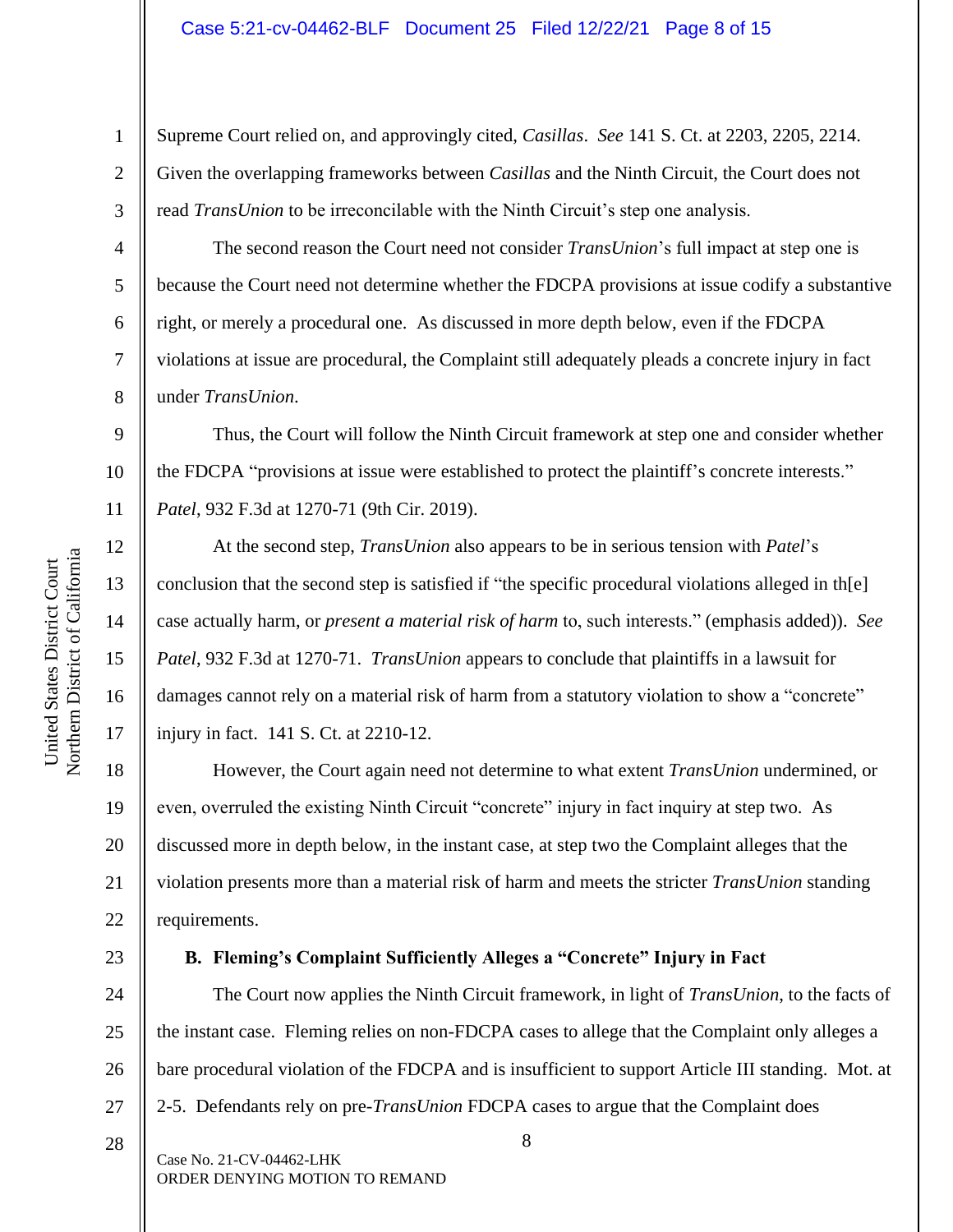Supreme Court relied on, and approvingly cited, *Casillas*. *See* 141 S. Ct. at 2203, 2205, 2214. Given the overlapping frameworks between *Casillas* and the Ninth Circuit, the Court does not read *TransUnion* to be irreconcilable with the Ninth Circuit's step one analysis.

The second reason the Court need not consider *TransUnion*'s full impact at step one is because the Court need not determine whether the FDCPA provisions at issue codify a substantive right, or merely a procedural one. As discussed in more depth below, even if the FDCPA violations at issue are procedural, the Complaint still adequately pleads a concrete injury in fact under *TransUnion*.

Thus, the Court will follow the Ninth Circuit framework at step one and consider whether the FDCPA "provisions at issue were established to protect the plaintiff's concrete interests." *Patel*, 932 F.3d at 1270-71 (9th Cir. 2019).

At the second step, *TransUnion* also appears to be in serious tension with *Patel*'s conclusion that the second step is satisfied if "the specific procedural violations alleged in th[e] case actually harm, or *present a material risk of harm* to, such interests." (emphasis added)). *See Patel*, 932 F.3d at 1270-71. *TransUnion* appears to conclude that plaintiffs in a lawsuit for damages cannot rely on a material risk of harm from a statutory violation to show a "concrete" injury in fact. 141 S. Ct. at 2210-12.

However, the Court again need not determine to what extent *TransUnion* undermined, or even, overruled the existing Ninth Circuit "concrete" injury in fact inquiry at step two. As discussed more in depth below, in the instant case, at step two the Complaint alleges that the violation presents more than a material risk of harm and meets the stricter *TransUnion* standing requirements.

**B. Fleming's Complaint Sufficiently Alleges a "Concrete" Injury in Fact**

The Court now applies the Ninth Circuit framework, in light of *TransUnion*, to the facts of the instant case. Fleming relies on non-FDCPA cases to allege that the Complaint only alleges a bare procedural violation of the FDCPA and is insufficient to support Article III standing. Mot. at 2-5. Defendants rely on pre-*TransUnion* FDCPA cases to argue that the Complaint does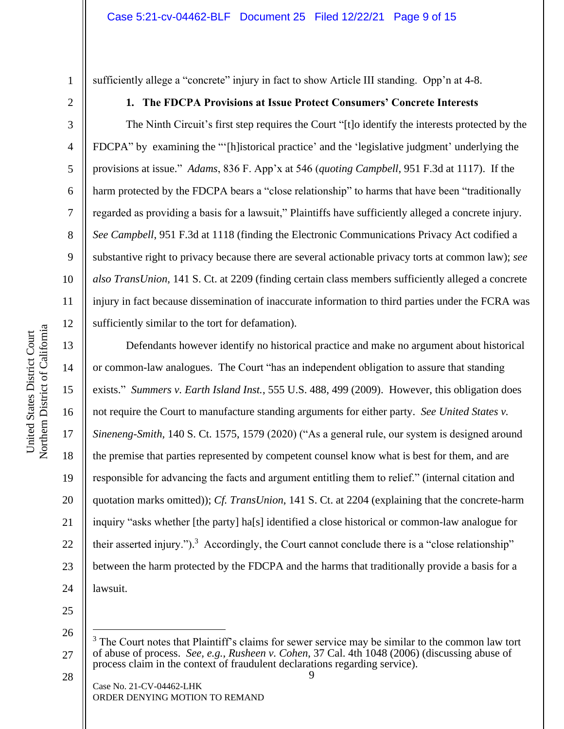sufficiently allege a "concrete" injury in fact to show Article III standing. Opp'n at 4-8.

**1. The FDCPA Provisions at Issue Protect Consumers' Concrete Interests**

The Ninth Circuit's first step requires the Court "[t]o identify the interests protected by the FDCPA" by examining the "'[h]istorical practice' and the 'legislative judgment' underlying the provisions at issue." *Adams*, 836 F. App'x at 546 (*quoting Campbell*, 951 F.3d at 1117). If the harm protected by the FDCPA bears a "close relationship" to harms that have been "traditionally regarded as providing a basis for a lawsuit," Plaintiffs have sufficiently alleged a concrete injury. *See Campbell*, 951 F.3d at 1118 (finding the Electronic Communications Privacy Act codified a substantive right to privacy because there are several actionable privacy torts at common law); *see also TransUnion*, 141 S. Ct. at 2209 (finding certain class members sufficiently alleged a concrete injury in fact because dissemination of inaccurate information to third parties under the FCRA was sufficiently similar to the tort for defamation).

Defendants however identify no historical practice and make no argument about historical or common-law analogues. The Court "has an independent obligation to assure that standing exists." *Summers v. Earth Island Inst.*, 555 U.S. 488, 499 (2009). However, this obligation does not require the Court to manufacture standing arguments for either party. *See United States v. Sineneng-Smith*, 140 S. Ct. 1575, 1579 (2020) ("As a general rule, our system is designed around the premise that parties represented by competent counsel know what is best for them, and are responsible for advancing the facts and argument entitling them to relief." (internal citation and quotation marks omitted)); *Cf. TransUnion*, 141 S. Ct. at 2204 (explaining that the concrete-harm inquiry "asks whether [the party] ha[s] identified a close historical or common-law analogue for their asserted injury.").[3] Accordingly, the Court cannot conclude there is a "close relationship" between the harm protected by the FDCPA and the harms that traditionally provide a basis for a lawsuit.

[3] The Court notes that Plaintiff's claims for sewer service may be similar to the common law tort of abuse of process. *See, e.g.*, *Rusheen v. Cohen*, 37 Cal. 4th 1048 (2006) (discussing abuse of process claim in the context of fraudulent declarations regarding service).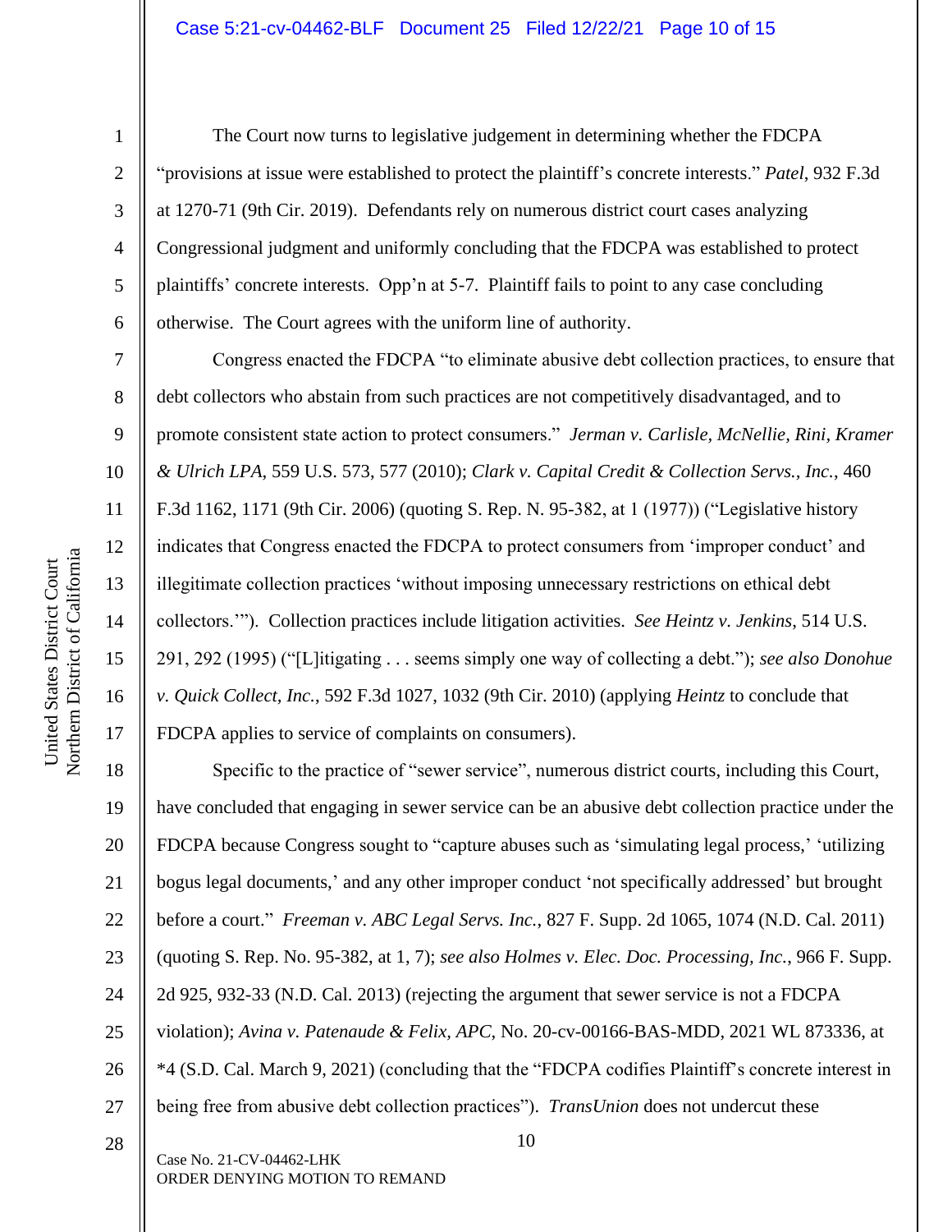The Court now turns to legislative judgement in determining whether the FDCPA "provisions at issue were established to protect the plaintiff's concrete interests." *Patel*, 932 F.3d at 1270-71 (9th Cir. 2019). Defendants rely on numerous district court cases analyzing Congressional judgment and uniformly concluding that the FDCPA was established to protect plaintiffs' concrete interests. Opp'n at 5-7. Plaintiff fails to point to any case concluding otherwise. The Court agrees with the uniform line of authority.

Congress enacted the FDCPA "to eliminate abusive debt collection practices, to ensure that debt collectors who abstain from such practices are not competitively disadvantaged, and to promote consistent state action to protect consumers." *Jerman v. Carlisle, McNellie, Rini, Kramer & Ulrich LPA*, 559 U.S. 573, 577 (2010); *Clark v. Capital Credit & Collection Servs., Inc.*, 460 F.3d 1162, 1171 (9th Cir. 2006) (quoting S. Rep. N. 95-382, at 1 (1977)) ("Legislative history indicates that Congress enacted the FDCPA to protect consumers from 'improper conduct' and illegitimate collection practices 'without imposing unnecessary restrictions on ethical debt collectors.'"). Collection practices include litigation activities. *See Heintz v. Jenkins*, 514 U.S. 291, 292 (1995) ("[L]itigating . . . seems simply one way of collecting a debt."); *see also Donohue v. Quick Collect, Inc.*, 592 F.3d 1027, 1032 (9th Cir. 2010) (applying *Heintz* to conclude that FDCPA applies to service of complaints on consumers).

Specific to the practice of "sewer service", numerous district courts, including this Court, have concluded that engaging in sewer service can be an abusive debt collection practice under the FDCPA because Congress sought to "capture abuses such as 'simulating legal process,' 'utilizing bogus legal documents,' and any other improper conduct 'not specifically addressed' but brought before a court." *Freeman v. ABC Legal Servs. Inc.*, 827 F. Supp. 2d 1065, 1074 (N.D. Cal. 2011) (quoting S. Rep. No. 95-382, at 1, 7); *see also Holmes v. Elec. Doc. Processing, Inc.*, 966 F. Supp. 2d 925, 932-33 (N.D. Cal. 2013) (rejecting the argument that sewer service is not a FDCPA violation); *Avina v. Patenaude & Felix, APC*, No. 20-cv-00166-BAS-MDD, 2021 WL 873336, at *4 (S.D. Cal. March 9, 2021) (concluding that the "FDCPA codifies Plaintiff's concrete interest in being free from abusive debt collection practices"). *TransUnion* does not undercut these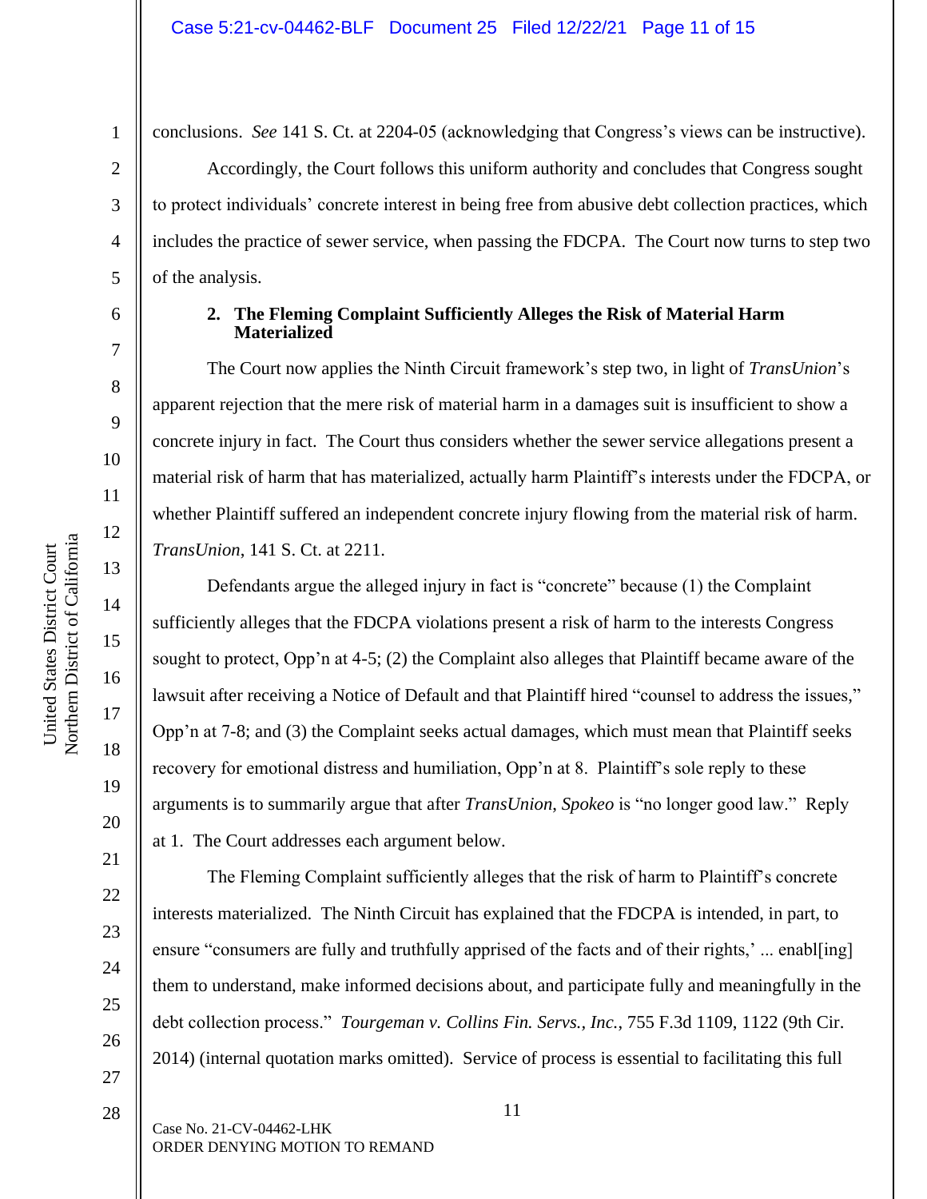conclusions. *See* 141 S. Ct. at 2204-05 (acknowledging that Congress's views can be instructive).

Accordingly, the Court follows this uniform authority and concludes that Congress sought to protect individuals' concrete interest in being free from abusive debt collection practices, which includes the practice of sewer service, when passing the FDCPA. The Court now turns to step two of the analysis.

### 2. The Fleming Complaint Sufficiently Alleges the Risk of Material Harm Materialized

The Court now applies the Ninth Circuit framework's step two, in light of *TransUnion*'s apparent rejection that the mere risk of material harm in a damages suit is insufficient to show a concrete injury in fact. The Court thus considers whether the sewer service allegations present a material risk of harm that has materialized, actually harm Plaintiff's interests under the FDCPA, or whether Plaintiff suffered an independent concrete injury flowing from the material risk of harm. *TransUnion*, 141 S. Ct. at 2211.

Defendants argue the alleged injury in fact is "concrete" because (1) the Complaint sufficiently alleges that the FDCPA violations present a risk of harm to the interests Congress sought to protect, Opp'n at 4-5; (2) the Complaint also alleges that Plaintiff became aware of the lawsuit after receiving a Notice of Default and that Plaintiff hired "counsel to address the issues," Opp'n at 7-8; and (3) the Complaint seeks actual damages, which must mean that Plaintiff seeks recovery for emotional distress and humiliation, Opp'n at 8. Plaintiff's sole reply to these arguments is to summarily argue that after *TransUnion*, *Spokeo* is "no longer good law." Reply at 1. The Court addresses each argument below.

The Fleming Complaint sufficiently alleges that the risk of harm to Plaintiff's concrete interests materialized. The Ninth Circuit has explained that the FDCPA is intended, in part, to ensure "consumers are fully and truthfully apprised of the facts and of their rights,' ... enabl[ing] them to understand, make informed decisions about, and participate fully and meaningfully in the debt collection process." *Tourgeman v. Collins Fin. Servs., Inc.*, 755 F.3d 1109, 1122 (9th Cir. 2014) (internal quotation marks omitted). Service of process is essential to facilitating this full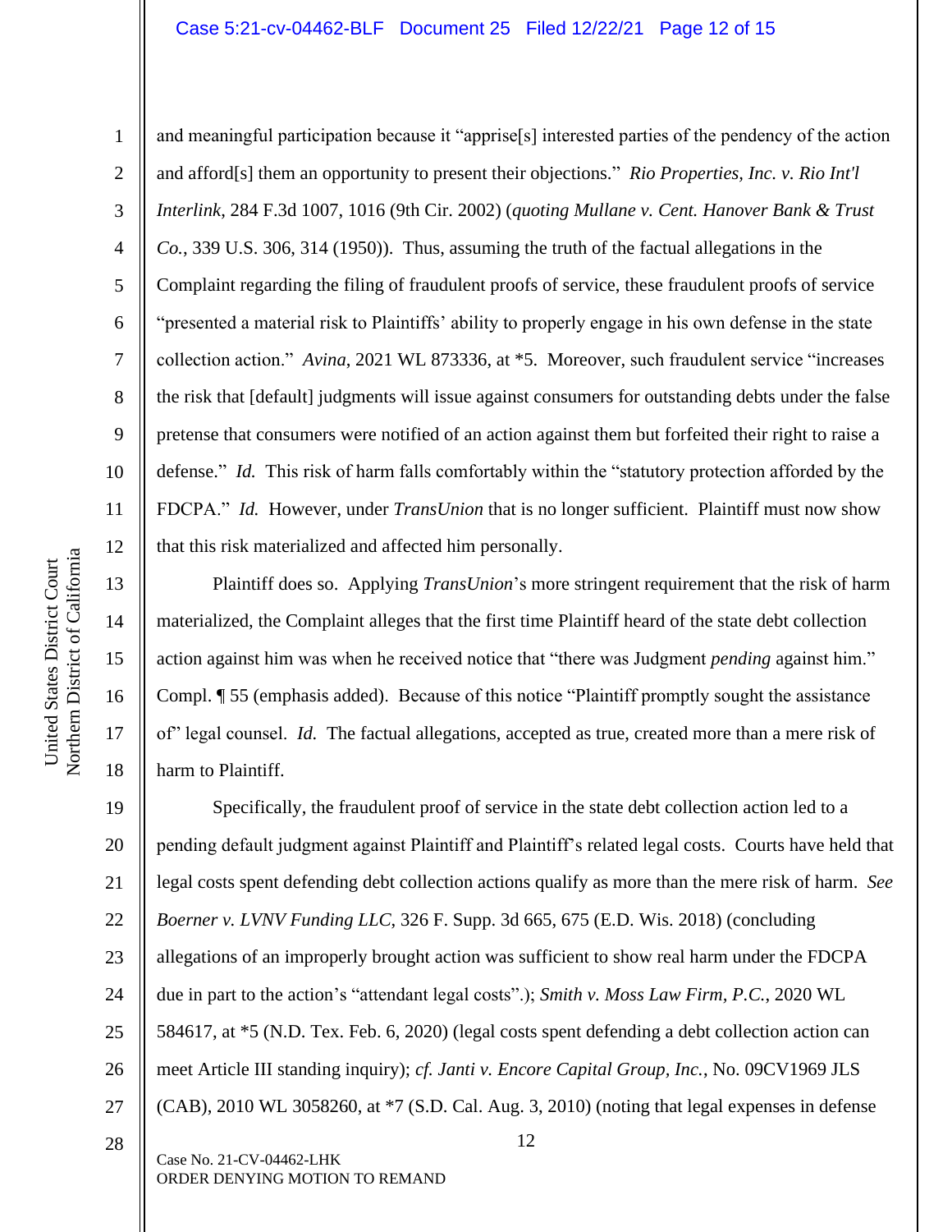and meaningful participation because it "apprise[s] interested parties of the pendency of the action and afford[s] them an opportunity to present their objections." *Rio Properties, Inc. v. Rio Int'l Interlink*, 284 F.3d 1007, 1016 (9th Cir. 2002) (*quoting Mullane v. Cent. Hanover Bank & Trust Co.*, 339 U.S. 306, 314 (1950)). Thus, assuming the truth of the factual allegations in the Complaint regarding the filing of fraudulent proofs of service, these fraudulent proofs of service "presented a material risk to Plaintiffs' ability to properly engage in his own defense in the state collection action." *Avina*, 2021 WL 873336, at *5. Moreover, such fraudulent service "increases the risk that [default] judgments will issue against consumers for outstanding debts under the false pretense that consumers were notified of an action against them but forfeited their right to raise a defense." *Id.* This risk of harm falls comfortably within the "statutory protection afforded by the FDCPA." *Id.* However, under *TransUnion* that is no longer sufficient. Plaintiff must now show that this risk materialized and affected him personally.

Plaintiff does so. Applying *TransUnion*'s more stringent requirement that the risk of harm materialized, the Complaint alleges that the first time Plaintiff heard of the state debt collection action against him was when he received notice that "there was Judgment *pending* against him." Compl. ¶ 55 (emphasis added). Because of this notice "Plaintiff promptly sought the assistance of" legal counsel. *Id.* The factual allegations, accepted as true, created more than a mere risk of harm to Plaintiff.

Specifically, the fraudulent proof of service in the state debt collection action led to a pending default judgment against Plaintiff and Plaintiff's related legal costs. Courts have held that legal costs spent defending debt collection actions qualify as more than the mere risk of harm. *See Boerner v. LVNV Funding LLC*, 326 F. Supp. 3d 665, 675 (E.D. Wis. 2018) (concluding allegations of an improperly brought action was sufficient to show real harm under the FDCPA due in part to the action's "attendant legal costs".); *Smith v. Moss Law Firm, P.C.*, 2020 WL 584617, at *5 (N.D. Tex. Feb. 6, 2020) (legal costs spent defending a debt collection action can meet Article III standing inquiry); *cf. Janti v. Encore Capital Group, Inc.*, No. 09CV1969 JLS (CAB), 2010 WL 3058260, at *7 (S.D. Cal. Aug. 3, 2010) (noting that legal expenses in defense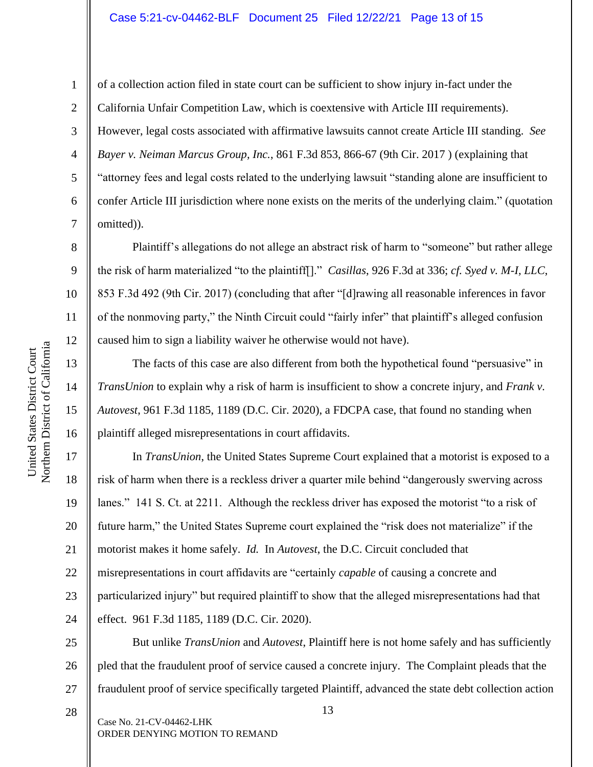of a collection action filed in state court can be sufficient to show injury in-fact under the California Unfair Competition Law, which is coextensive with Article III requirements). However, legal costs associated with affirmative lawsuits cannot create Article III standing. *See Bayer v. Neiman Marcus Group, Inc.*, 861 F.3d 853, 866-67 (9th Cir. 2017 ) (explaining that "attorney fees and legal costs related to the underlying lawsuit "standing alone are insufficient to confer Article III jurisdiction where none exists on the merits of the underlying claim." (quotation omitted)).

Plaintiff's allegations do not allege an abstract risk of harm to "someone" but rather allege the risk of harm materialized "to the plaintiff[]." *Casillas*, 926 F.3d at 336; *cf. Syed v. M-I, LLC*, 853 F.3d 492 (9th Cir. 2017) (concluding that after "[d]rawing all reasonable inferences in favor of the nonmoving party," the Ninth Circuit could "fairly infer" that plaintiff's alleged confusion caused him to sign a liability waiver he otherwise would not have).

The facts of this case are also different from both the hypothetical found "persuasive" in *TransUnion* to explain why a risk of harm is insufficient to show a concrete injury, and *Frank v. Autovest*, 961 F.3d 1185, 1189 (D.C. Cir. 2020), a FDCPA case, that found no standing when plaintiff alleged misrepresentations in court affidavits.

In *TransUnion*, the United States Supreme Court explained that a motorist is exposed to a risk of harm when there is a reckless driver a quarter mile behind "dangerously swerving across lanes." 141 S. Ct. at 2211. Although the reckless driver has exposed the motorist "to a risk of future harm," the United States Supreme court explained the "risk does not materialize" if the motorist makes it home safely. *Id.* In *Autovest*, the D.C. Circuit concluded that misrepresentations in court affidavits are "certainly *capable* of causing a concrete and particularized injury" but required plaintiff to show that the alleged misrepresentations had that effect. 961 F.3d 1185, 1189 (D.C. Cir. 2020).

But unlike *TransUnion* and *Autovest*, Plaintiff here is not home safely and has sufficiently pled that the fraudulent proof of service caused a concrete injury. The Complaint pleads that the fraudulent proof of service specifically targeted Plaintiff, advanced the state debt collection action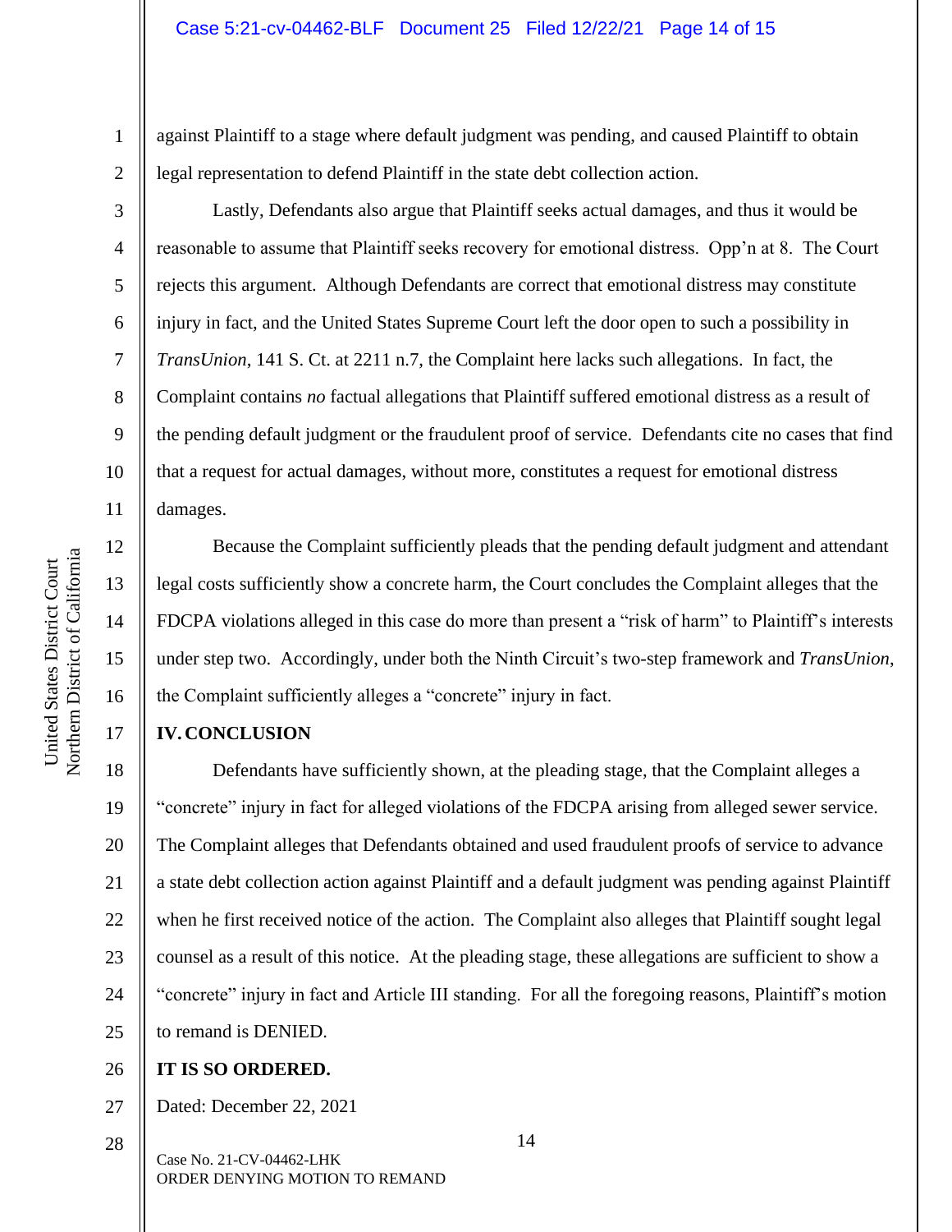against Plaintiff to a stage where default judgment was pending, and caused Plaintiff to obtain legal representation to defend Plaintiff in the state debt collection action.

Lastly, Defendants also argue that Plaintiff seeks actual damages, and thus it would be reasonable to assume that Plaintiff seeks recovery for emotional distress. Opp'n at 8. The Court rejects this argument. Although Defendants are correct that emotional distress may constitute injury in fact, and the United States Supreme Court left the door open to such a possibility in *TransUnion*, 141 S. Ct. at 2211 n.7, the Complaint here lacks such allegations. In fact, the Complaint contains *no* factual allegations that Plaintiff suffered emotional distress as a result of the pending default judgment or the fraudulent proof of service. Defendants cite no cases that find that a request for actual damages, without more, constitutes a request for emotional distress damages.

Because the Complaint sufficiently pleads that the pending default judgment and attendant legal costs sufficiently show a concrete harm, the Court concludes the Complaint alleges that the FDCPA violations alleged in this case do more than present a "risk of harm" to Plaintiff's interests under step two. Accordingly, under both the Ninth Circuit's two-step framework and *TransUnion*, the Complaint sufficiently alleges a "concrete" injury in fact.

## IV. CONCLUSION

Defendants have sufficiently shown, at the pleading stage, that the Complaint alleges a "concrete" injury in fact for alleged violations of the FDCPA arising from alleged sewer service. The Complaint alleges that Defendants obtained and used fraudulent proofs of service to advance a state debt collection action against Plaintiff and a default judgment was pending against Plaintiff when he first received notice of the action. The Complaint also alleges that Plaintiff sought legal counsel as a result of this notice. At the pleading stage, these allegations are sufficient to show a "concrete" injury in fact and Article III standing. For all the foregoing reasons, Plaintiff's motion to remand is DENIED.

**IT IS SO ORDERED.**

Dated: December 22, 2021

Case No. 21-CV-04462-LHK
ORDER DENYING MOTION TO REMAND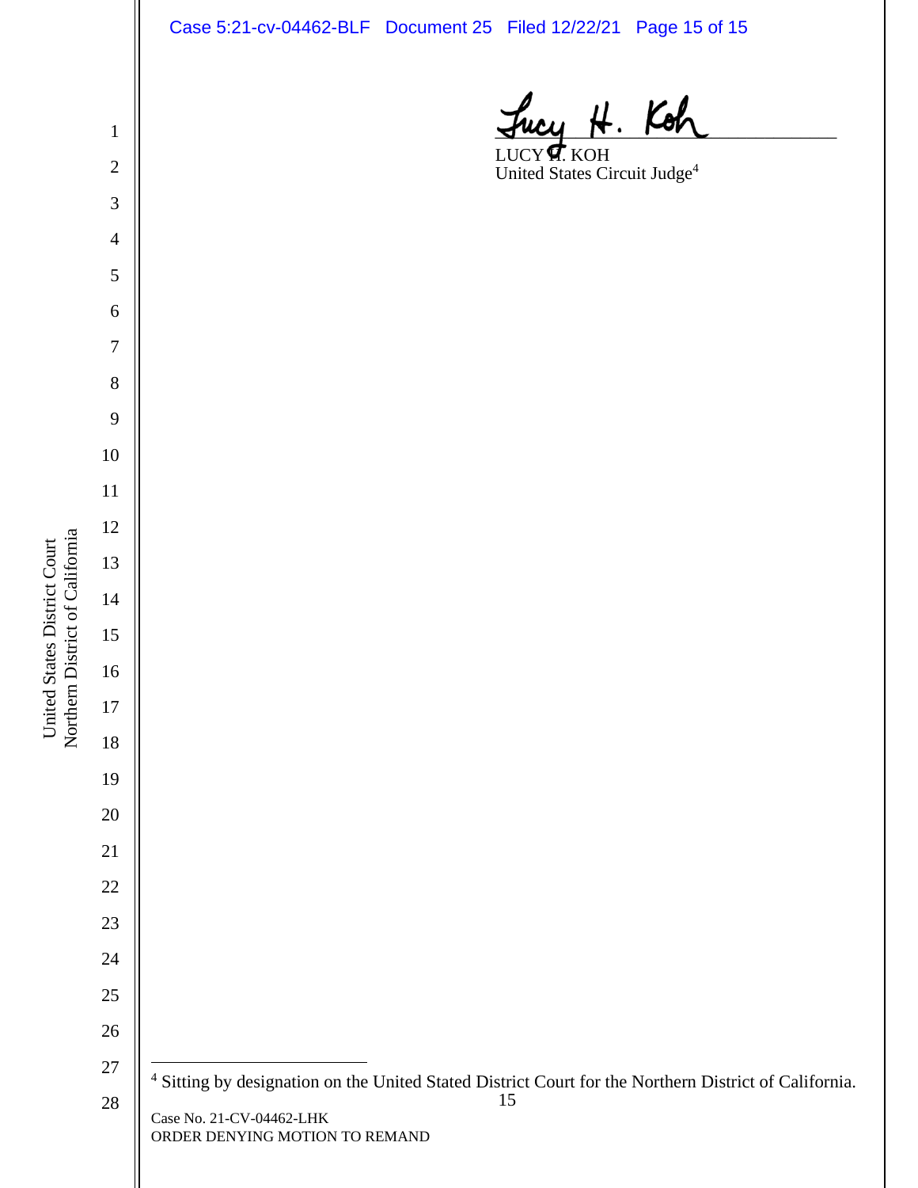Lucy H. Koh

LUCY H. KOH
United States Circuit Judge[4]

[4] Sitting by designation on the United Stated District Court for the Northern District of California.